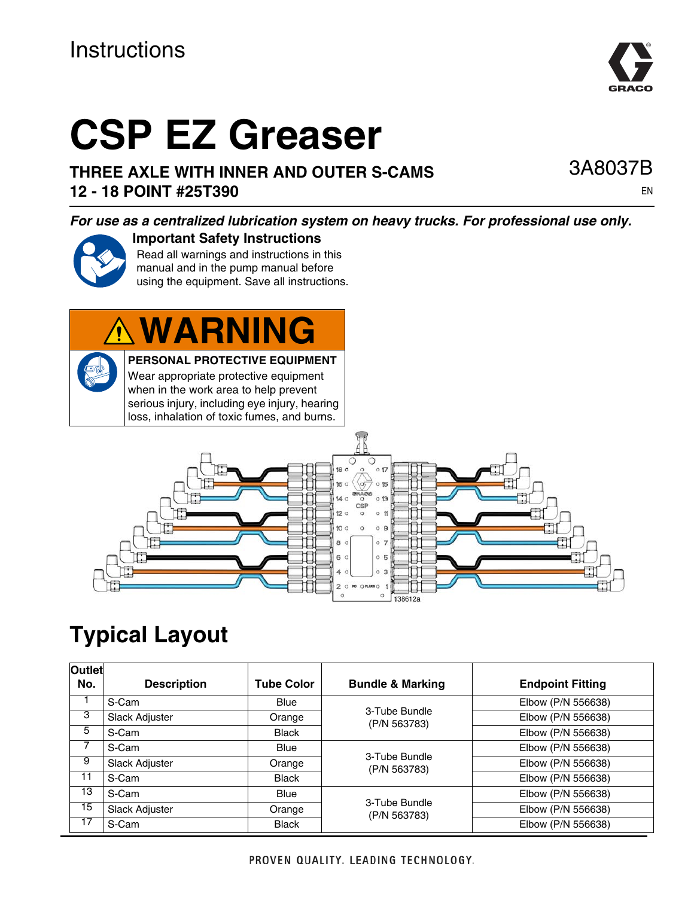Instructions

# CSP EZ Greaser

**THREE AXLE WITH INNER AND OUTER S-CAMS**
**12 - 18 POINT #25T390**

3A8037B

EN

***For use as a centralized lubrication system on heavy trucks. For professional use only.***

**Important Safety Instructions**

Read all warnings and instructions in this manual and in the pump manual before using the equipment. Save all instructions.

**⚠ WARNING**

**PERSONAL PROTECTIVE EQUIPMENT**

Wear appropriate protective equipment when in the work area to help prevent serious injury, including eye injury, hearing loss, inhalation of toxic fumes, and burns.

## Typical Layout

| Outlet No. | Description | Tube Color | Bundle & Marking | Endpoint Fitting |
|---|---|---|---|---|
| 1 | S-Cam | Blue | 3-Tube Bundle (P/N 563783) | Elbow (P/N 556638) |
| 3 | Slack Adjuster | Orange | | Elbow (P/N 556638) |
| 5 | S-Cam | Black | | Elbow (P/N 556638) |
| 7 | S-Cam | Blue | 3-Tube Bundle (P/N 563783) | Elbow (P/N 556638) |
| 9 | Slack Adjuster | Orange | | Elbow (P/N 556638) |
| 11 | S-Cam | Black | | Elbow (P/N 556638) |
| 13 | S-Cam | Blue | 3-Tube Bundle (P/N 563783) | Elbow (P/N 556638) |
| 15 | Slack Adjuster | Orange | | Elbow (P/N 556638) |
| 17 | S-Cam | Black | | Elbow (P/N 556638) |

PROVEN QUALITY. LEADING TECHNOLOGY.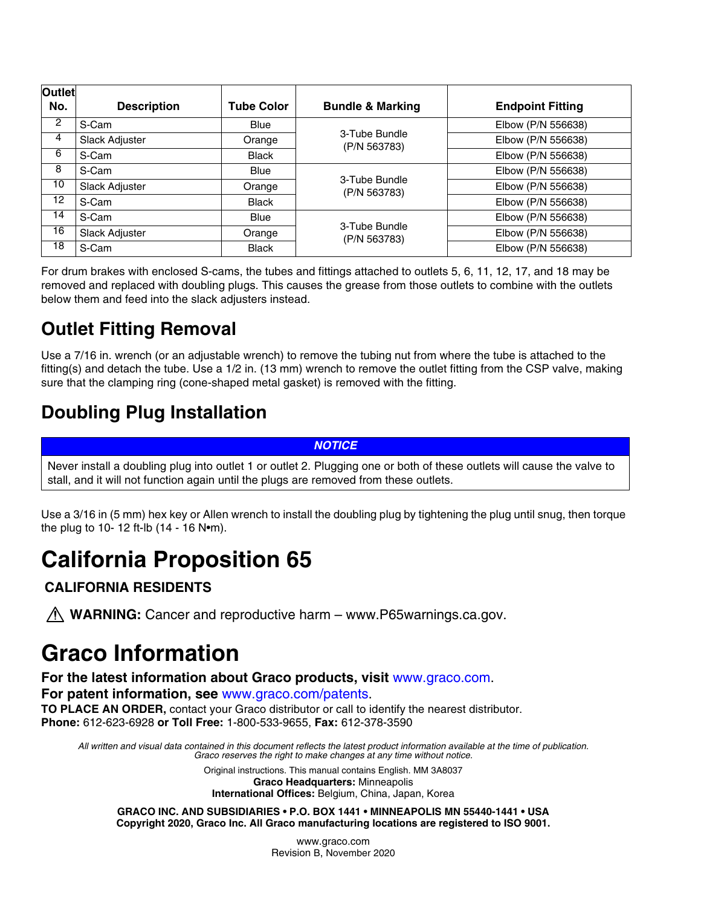| Outlet No. | Description | Tube Color | Bundle & Marking | Endpoint Fitting |
|---|---|---|---|---|
| 2 | S-Cam | Blue | 3-Tube Bundle (P/N 563783) | Elbow (P/N 556638) |
| 4 | Slack Adjuster | Orange | | Elbow (P/N 556638) |
| 6 | S-Cam | Black | | Elbow (P/N 556638) |
| 8 | S-Cam | Blue | 3-Tube Bundle (P/N 563783) | Elbow (P/N 556638) |
| 10 | Slack Adjuster | Orange | | Elbow (P/N 556638) |
| 12 | S-Cam | Black | | Elbow (P/N 556638) |
| 14 | S-Cam | Blue | 3-Tube Bundle (P/N 563783) | Elbow (P/N 556638) |
| 16 | Slack Adjuster | Orange | | Elbow (P/N 556638) |
| 18 | S-Cam | Black | | Elbow (P/N 556638) |

For drum brakes with enclosed S-cams, the tubes and fittings attached to outlets 5, 6, 11, 12, 17, and 18 may be removed and replaced with doubling plugs. This causes the grease from those outlets to combine with the outlets below them and feed into the slack adjusters instead.

## Outlet Fitting Removal

Use a 7/16 in. wrench (or an adjustable wrench) to remove the tubing nut from where the tube is attached to the fitting(s) and detach the tube. Use a 1/2 in. (13 mm) wrench to remove the outlet fitting from the CSP valve, making sure that the clamping ring (cone-shaped metal gasket) is removed with the fitting.

## Doubling Plug Installation

***NOTICE***

Never install a doubling plug into outlet 1 or outlet 2. Plugging one or both of these outlets will cause the valve to stall, and it will not function again until the plugs are removed from these outlets.

Use a 3/16 in (5 mm) hex key or Allen wrench to install the doubling plug by tightening the plug until snug, then torque the plug to 10- 12 ft-lb (14 - 16 N•m).

# California Proposition 65

**CALIFORNIA RESIDENTS**

⚠ **WARNING:** Cancer and reproductive harm – www.P65warnings.ca.gov.

# Graco Information

**For the latest information about Graco products, visit** www.graco.com.

**For patent information, see** www.graco.com/patents.

**TO PLACE AN ORDER,** contact your Graco distributor or call to identify the nearest distributor.
**Phone:** 612-623-6928 **or Toll Free:** 1-800-533-9655, **Fax:** 612-378-3590

*All written and visual data contained in this document reflects the latest product information available at the time of publication. Graco reserves the right to make changes at any time without notice.*

Original instructions. This manual contains English. MM 3A8037
**Graco Headquarters:** Minneapolis
**International Offices:** Belgium, China, Japan, Korea

**GRACO INC. AND SUBSIDIARIES • P.O. BOX 1441 • MINNEAPOLIS MN 55440-1441 • USA**
**Copyright 2020, Graco Inc. All Graco manufacturing locations are registered to ISO 9001.**

www.graco.com
Revision B, November 2020